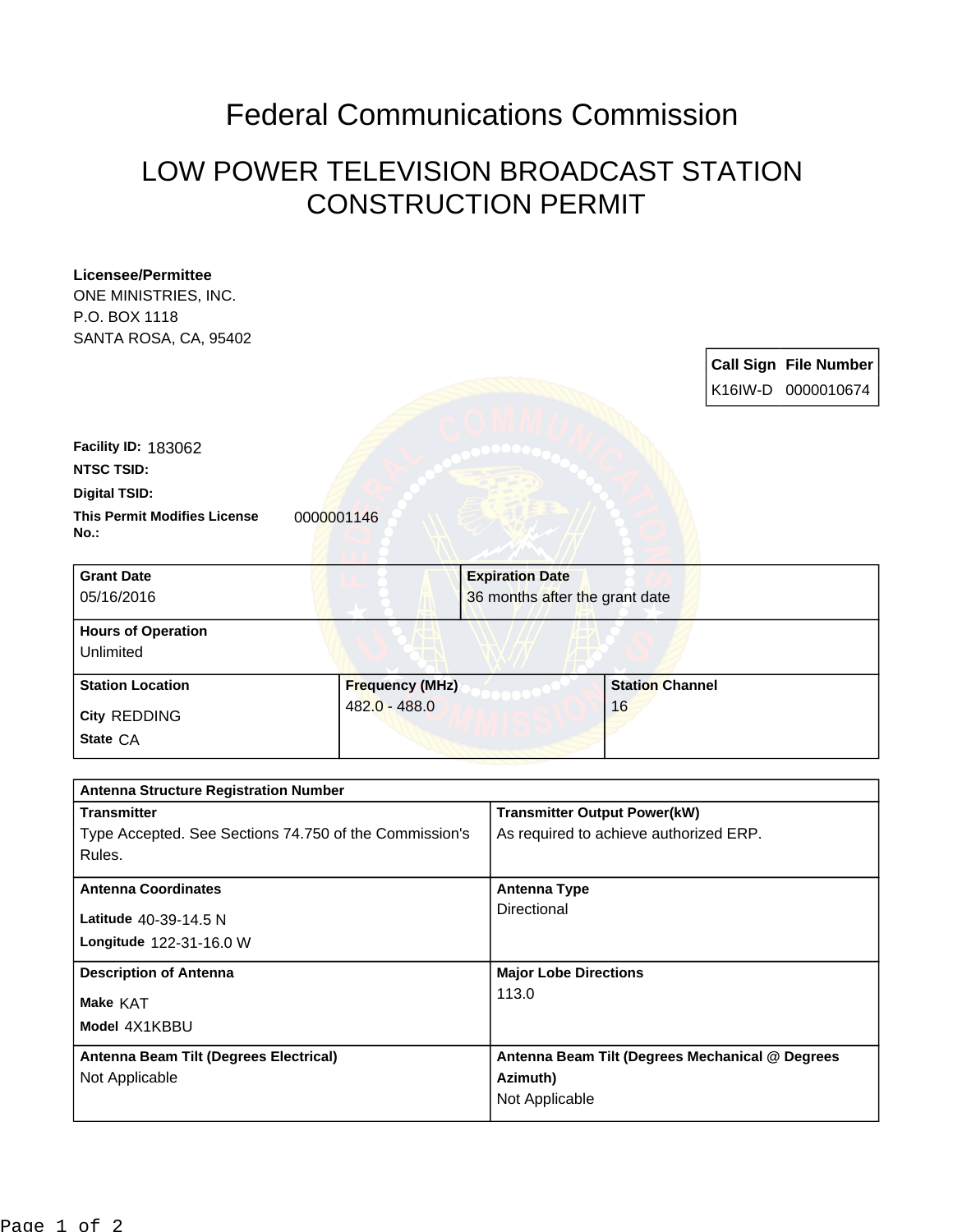# Federal Communications Commission

## LOW POWER TELEVISION BROADCAST STATION CONSTRUCTION PERMIT

**Licensee/Permittee**
ONE MINISTRIES, INC.
P.O. BOX 1118
SANTA ROSA, CA, 95402

| Call Sign | File Number |
|---|---|
| K16IW-D | 0000010674 |

**Facility ID:** 183062
**NTSC TSID:**
**Digital TSID:**
**This Permit Modifies License No.:** 0000001146

| Grant Date | Expiration Date |
|---|---|
| 05/16/2016 | 36 months after the grant date |

**Hours of Operation**
Unlimited

| Station Location | Frequency (MHz) | Station Channel |
|---|---|---|
| City REDDING<br>State CA | 482.0 - 488.0 | 16 |

**Antenna Structure Registration Number**

| Transmitter | Transmitter Output Power(kW) |
|---|---|
| Type Accepted. See Sections 74.750 of the Commission's Rules. | As required to achieve authorized ERP. |

| Antenna Coordinates | Antenna Type |
|---|---|
| Latitude 40-39-14.5 N<br>Longitude 122-31-16.0 W | Directional |

| Description of Antenna | Major Lobe Directions |
|---|---|
| Make KAT<br>Model 4X1KBBU | 113.0 |

| Antenna Beam Tilt (Degrees Electrical) | Antenna Beam Tilt (Degrees Mechanical @ Degrees Azimuth) |
|---|---|
| Not Applicable | Not Applicable |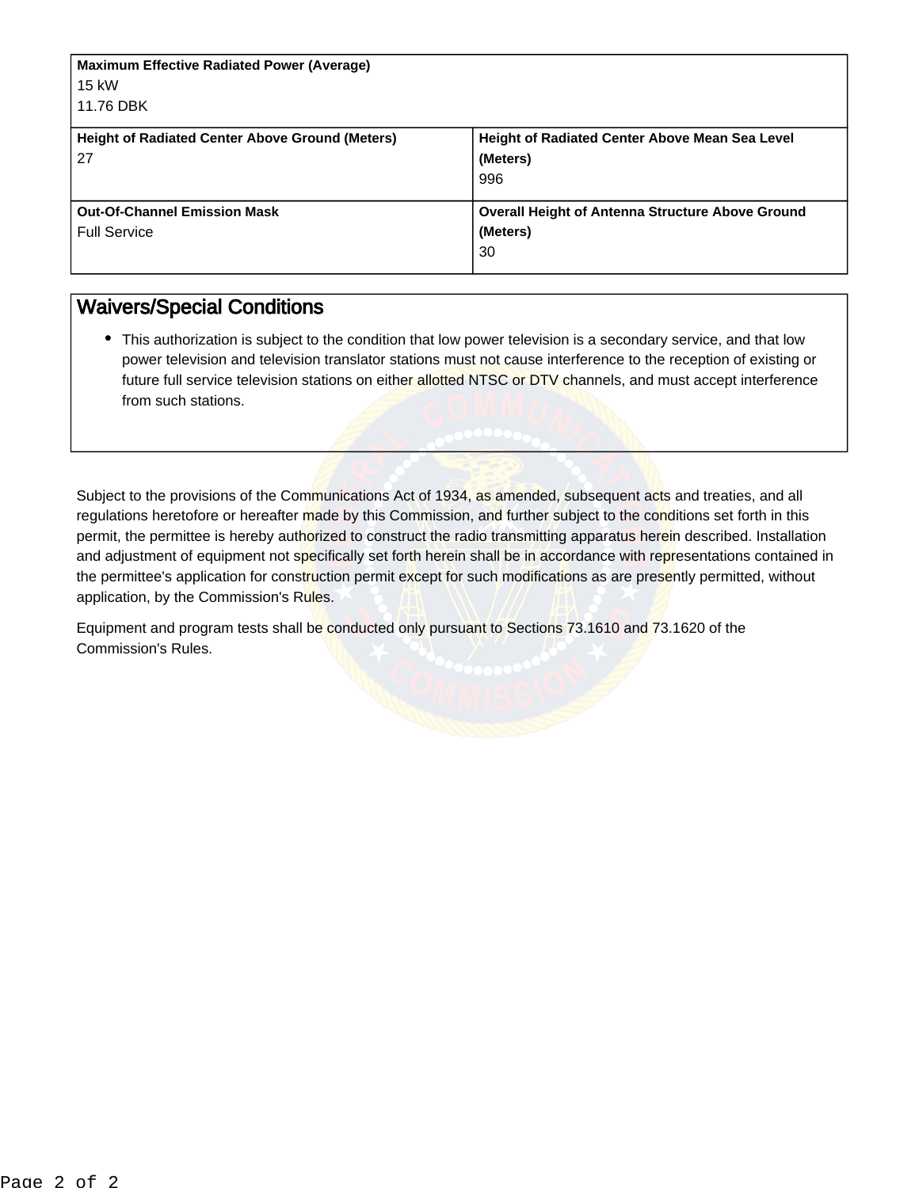| | |
|---|---|
| **Maximum Effective Radiated Power (Average)**<br>15 kW<br>11.76 DBK | |
| **Height of Radiated Center Above Ground (Meters)**<br>27 | **Height of Radiated Center Above Mean Sea Level (Meters)**<br>996 |
| **Out-Of-Channel Emission Mask**<br>Full Service | **Overall Height of Antenna Structure Above Ground (Meters)**<br>30 |

## Waivers/Special Conditions

- This authorization is subject to the condition that low power television is a secondary service, and that low power television and television translator stations must not cause interference to the reception of existing or future full service television stations on either allotted NTSC or DTV channels, and must accept interference from such stations.

Subject to the provisions of the Communications Act of 1934, as amended, subsequent acts and treaties, and all regulations heretofore or hereafter made by this Commission, and further subject to the conditions set forth in this permit, the permittee is hereby authorized to construct the radio transmitting apparatus herein described. Installation and adjustment of equipment not specifically set forth herein shall be in accordance with representations contained in the permittee's application for construction permit except for such modifications as are presently permitted, without application, by the Commission's Rules.

Equipment and program tests shall be conducted only pursuant to Sections 73.1610 and 73.1620 of the Commission's Rules.